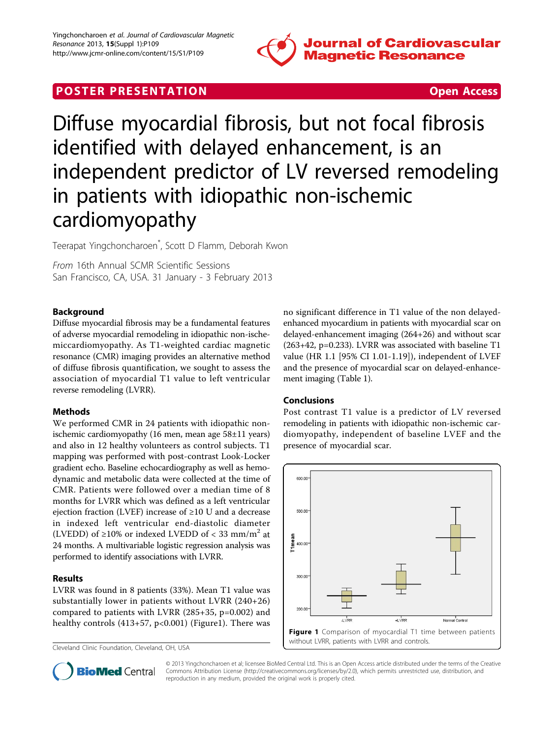POSTER PRESENTATION

Open Access

# Diffuse myocardial fibrosis, but not focal fibrosis identified with delayed enhancement, is an independent predictor of LV reversed remodeling in patients with idiopathic non-ischemic cardiomyopathy

Teerapat Yingchoncharoen*, Scott D Flamm, Deborah Kwon

*From* 16th Annual SCMR Scientific Sessions
San Francisco, CA, USA. 31 January - 3 February 2013

## Background

Diffuse myocardial fibrosis may be a fundamental features of adverse myocardial remodeling in idiopathic non-ischemiccardiomyopathy. As T1-weighted cardiac magnetic resonance (CMR) imaging provides an alternative method of diffuse fibrosis quantification, we sought to assess the association of myocardial T1 value to left ventricular reverse remodeling (LVRR).

## Methods

We performed CMR in 24 patients with idiopathic non-ischemic cardiomyopathy (16 men, mean age 58±11 years) and also in 12 healthy volunteers as control subjects. T1 mapping was performed with post-contrast Look-Locker gradient echo. Baseline echocardiography as well as hemodynamic and metabolic data were collected at the time of CMR. Patients were followed over a median time of 8 months for LVRR which was defined as a left ventricular ejection fraction (LVEF) increase of ≥10 U and a decrease in indexed left ventricular end-diastolic diameter (LVEDD) of ≥10% or indexed LVEDD of < 33 mm/m$^2$ at 24 months. A multivariable logistic regression analysis was performed to identify associations with LVRR.

## Results

LVRR was found in 8 patients (33%). Mean T1 value was substantially lower in patients without LVRR (240+26) compared to patients with LVRR (285+35, p=0.002) and healthy controls (413+57, p<0.001) (Figure1). There was no significant difference in T1 value of the non delayed-enhanced myocardium in patients with myocardial scar on delayed-enhancement imaging (264+26) and without scar (263+42, p=0.233). LVRR was associated with baseline T1 value (HR 1.1 [95% CI 1.01-1.19]), independent of LVEF and the presence of myocardial scar on delayed-enhancement imaging (Table 1).

## Conclusions

Post contrast T1 value is a predictor of LV reversed remodeling in patients with idiopathic non-ischemic cardiomyopathy, independent of baseline LVEF and the presence of myocardial scar.

**Figure 1** Comparison of myocardial T1 time between patients without LVRR, patients with LVRR and controls.

Cleveland Clinic Foundation, Cleveland, OH, USA

© 2013 Yingchoncharoen et al; licensee BioMed Central Ltd. This is an Open Access article distributed under the terms of the Creative Commons Attribution License (http://creativecommons.org/licenses/by/2.0), which permits unrestricted use, distribution, and reproduction in any medium, provided the original work is properly cited.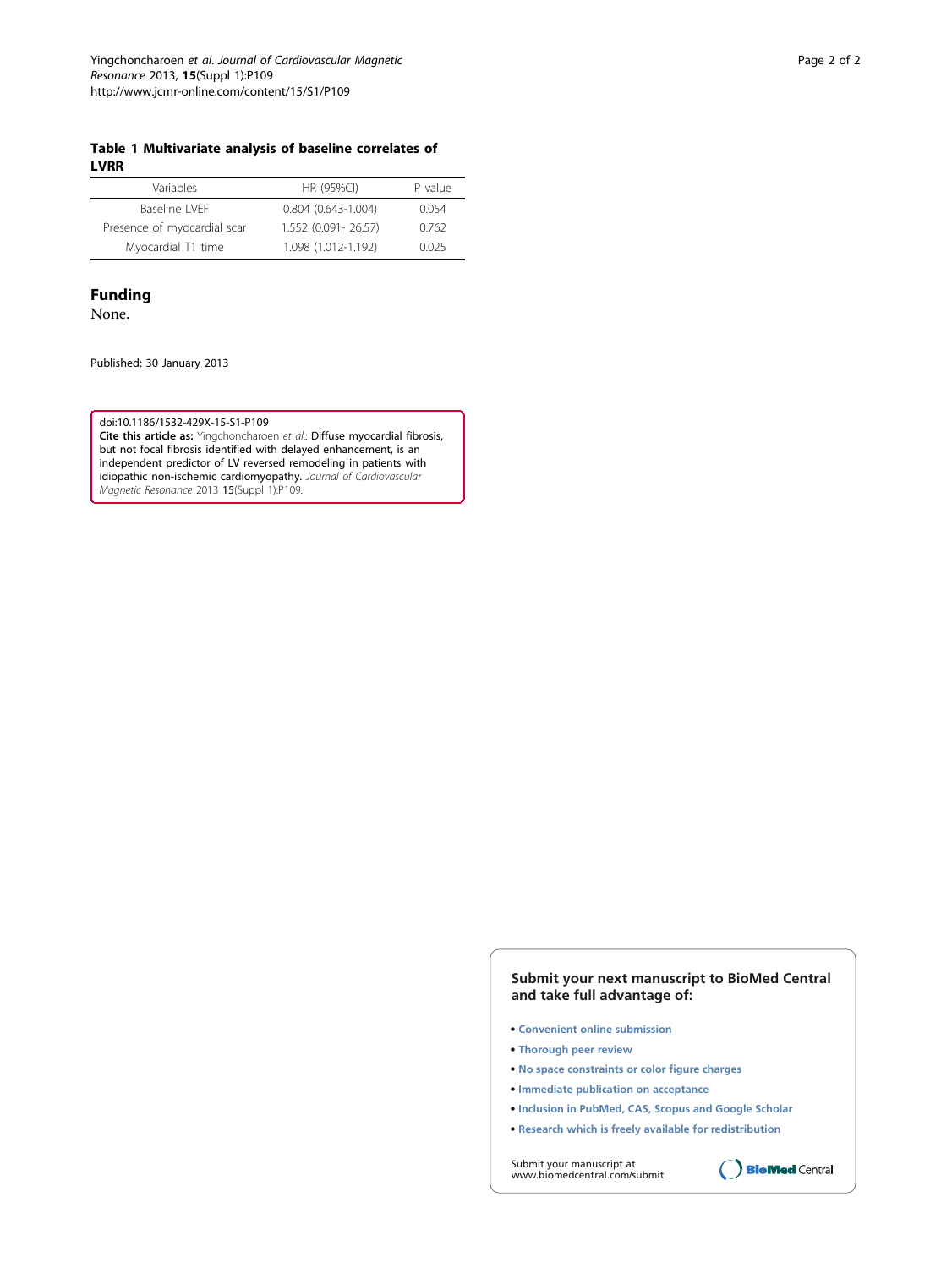**Table 1 Multivariate analysis of baseline correlates of LVRR**

| Variables | HR (95%CI) | P value |
|---|---|---|
| Baseline LVEF | 0.804 (0.643-1.004) | 0.054 |
| Presence of myocardial scar | 1.552 (0.091- 26.57) | 0.762 |
| Myocardial T1 time | 1.098 (1.012-1.192) | 0.025 |

## Funding

None.

Published: 30 January 2013

doi:10.1186/1532-429X-15-S1-P109

**Cite this article as:** Yingchoncharoen *et al.*: Diffuse myocardial fibrosis, but not focal fibrosis identified with delayed enhancement, is an independent predictor of LV reversed remodeling in patients with idiopathic non-ischemic cardiomyopathy. *Journal of Cardiovascular Magnetic Resonance* 2013 **15**(Suppl 1):P109.

**Submit your next manuscript to BioMed Central and take full advantage of:**

- **Convenient online submission**
- **Thorough peer review**
- **No space constraints or color figure charges**
- **Immediate publication on acceptance**
- **Inclusion in PubMed, CAS, Scopus and Google Scholar**
- **Research which is freely available for redistribution**

Submit your manuscript at
www.biomedcentral.com/submit

BioMed Central